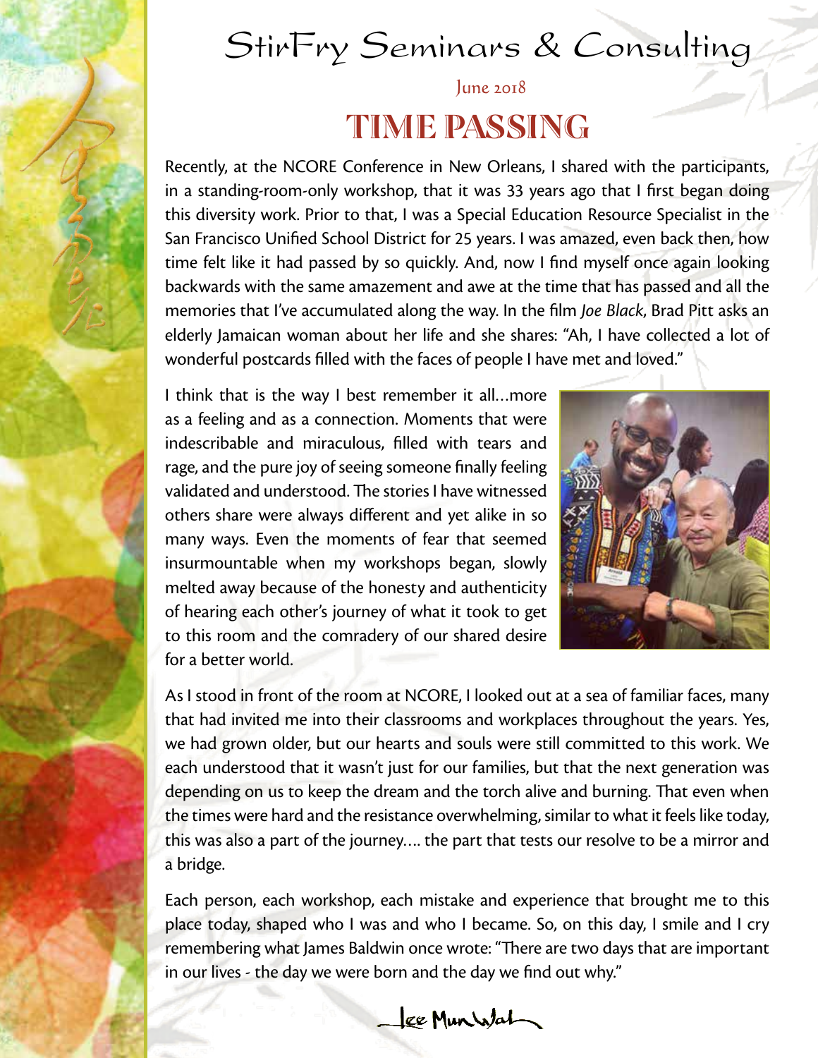# StirFry Seminars & Consulting

June 2018

## TIME PASSING

Recently, at the NCORE Conference in New Orleans, I shared with the participants, in a standing-room-only workshop, that it was 33 years ago that I first began doing this diversity work. Prior to that, I was a Special Education Resource Specialist in the San Francisco Unified School District for 25 years. I was amazed, even back then, how time felt like it had passed by so quickly. And, now I find myself once again looking backwards with the same amazement and awe at the time that has passed and all the memories that I've accumulated along the way. In the film *Joe Black*, Brad Pitt asks an elderly Jamaican woman about her life and she shares: "Ah, I have collected a lot of wonderful postcards filled with the faces of people I have met and loved."

I think that is the way I best remember it all…more as a feeling and as a connection. Moments that were indescribable and miraculous, filled with tears and rage, and the pure joy of seeing someone finally feeling validated and understood. The stories I have witnessed others share were always different and yet alike in so many ways. Even the moments of fear that seemed insurmountable when my workshops began, slowly melted away because of the honesty and authenticity of hearing each other's journey of what it took to get to this room and the comradery of our shared desire for a better world.

As I stood in front of the room at NCORE, I looked out at a sea of familiar faces, many that had invited me into their classrooms and workplaces throughout the years. Yes, we had grown older, but our hearts and souls were still committed to this work. We each understood that it wasn't just for our families, but that the next generation was depending on us to keep the dream and the torch alive and burning. That even when the times were hard and the resistance overwhelming, similar to what it feels like today, this was also a part of the journey…. the part that tests our resolve to be a mirror and a bridge.

Each person, each workshop, each mistake and experience that brought me to this place today, shaped who I was and who I became. So, on this day, I smile and I cry remembering what James Baldwin once wrote: "There are two days that are important in our lives - the day we were born and the day we find out why."

Lee Mun Wah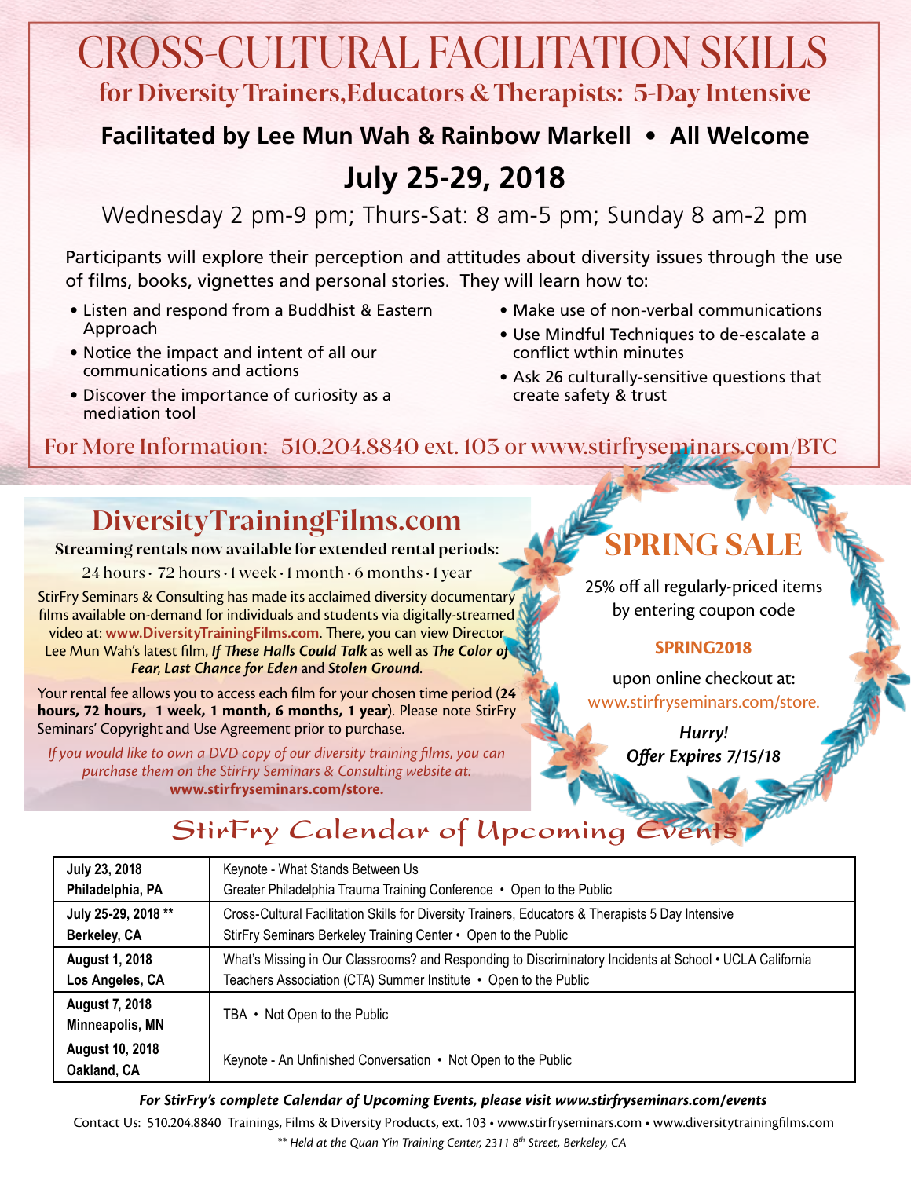# CROSS-CULTURAL FACILITATION SKILLS

## for Diversity Trainers,Educators & Therapists: 5-Day Intensive

**Facilitated by Lee Mun Wah & Rainbow Markell • All Welcome**

**July 25-29, 2018**

Wednesday 2 pm-9 pm; Thurs-Sat: 8 am-5 pm; Sunday 8 am-2 pm

Participants will explore their perception and attitudes about diversity issues through the use of films, books, vignettes and personal stories. They will learn how to:

- Listen and respond from a Buddhist & Eastern Approach
- Notice the impact and intent of all our communications and actions
- Discover the importance of curiosity as a mediation tool
- Make use of non-verbal communications
- Use Mindful Techniques to de-escalate a conflict wthin minutes
- Ask 26 culturally-sensitive questions that create safety & trust

For More Information: 510.204.8840 ext. 103 or www.stirfryseminars.com/BTC

## DiversityTrainingFilms.com

**Streaming rentals now available for extended rental periods:**

24 hours · 72 hours · 1 week · 1 month · 6 months · 1 year

StirFry Seminars & Consulting has made its acclaimed diversity documentary films available on-demand for individuals and students via digitally-streamed video at: **www.DiversityTrainingFilms.com**. There, you can view Director Lee Mun Wah's latest film, ***If These Halls Could Talk*** as well as ***The Color of Fear, Last Chance for Eden*** and ***Stolen Ground***.

Your rental fee allows you to access each film for your chosen time period (**24 hours, 72 hours, 1 week, 1 month, 6 months, 1 year**). Please note StirFry Seminars' Copyright and Use Agreement prior to purchase.

*If you would like to own a DVD copy of our diversity training films, you can purchase them on the StirFry Seminars & Consulting website at:* ***www.stirfryseminars.com/store.***

## SPRING SALE

25% off all regularly-priced items by entering coupon code

**SPRING2018**

upon online checkout at:
www.stirfryseminars.com/store.

***Hurry!***
***Offer Expires 7/15/18***

## StirFry Calendar of Upcoming Events

| | |
|---|---|
| **July 23, 2018**<br>**Philadelphia, PA** | Keynote - What Stands Between Us<br>Greater Philadelphia Trauma Training Conference • Open to the Public |
| **July 25-29, 2018 \*\***<br>**Berkeley, CA** | Cross-Cultural Facilitation Skills for Diversity Trainers, Educators & Therapists 5 Day Intensive<br>StirFry Seminars Berkeley Training Center • Open to the Public |
| **August 1, 2018**<br>**Los Angeles, CA** | What's Missing in Our Classrooms? and Responding to Discriminatory Incidents at School • UCLA California Teachers Association (CTA) Summer Institute • Open to the Public |
| **August 7, 2018**<br>**Minneapolis, MN** | TBA • Not Open to the Public |
| **August 10, 2018**<br>**Oakland, CA** | Keynote - An Unfinished Conversation • Not Open to the Public |

***For StirFry's complete Calendar of Upcoming Events, please visit www.stirfryseminars.com/events***

Contact Us: 510.204.8840 Trainings, Films & Diversity Products, ext. 103 • www.stirfryseminars.com • www.diversitytrainingfilms.com

*\*\* Held at the Quan Yin Training Center, 2311 8th Street, Berkeley, CA*